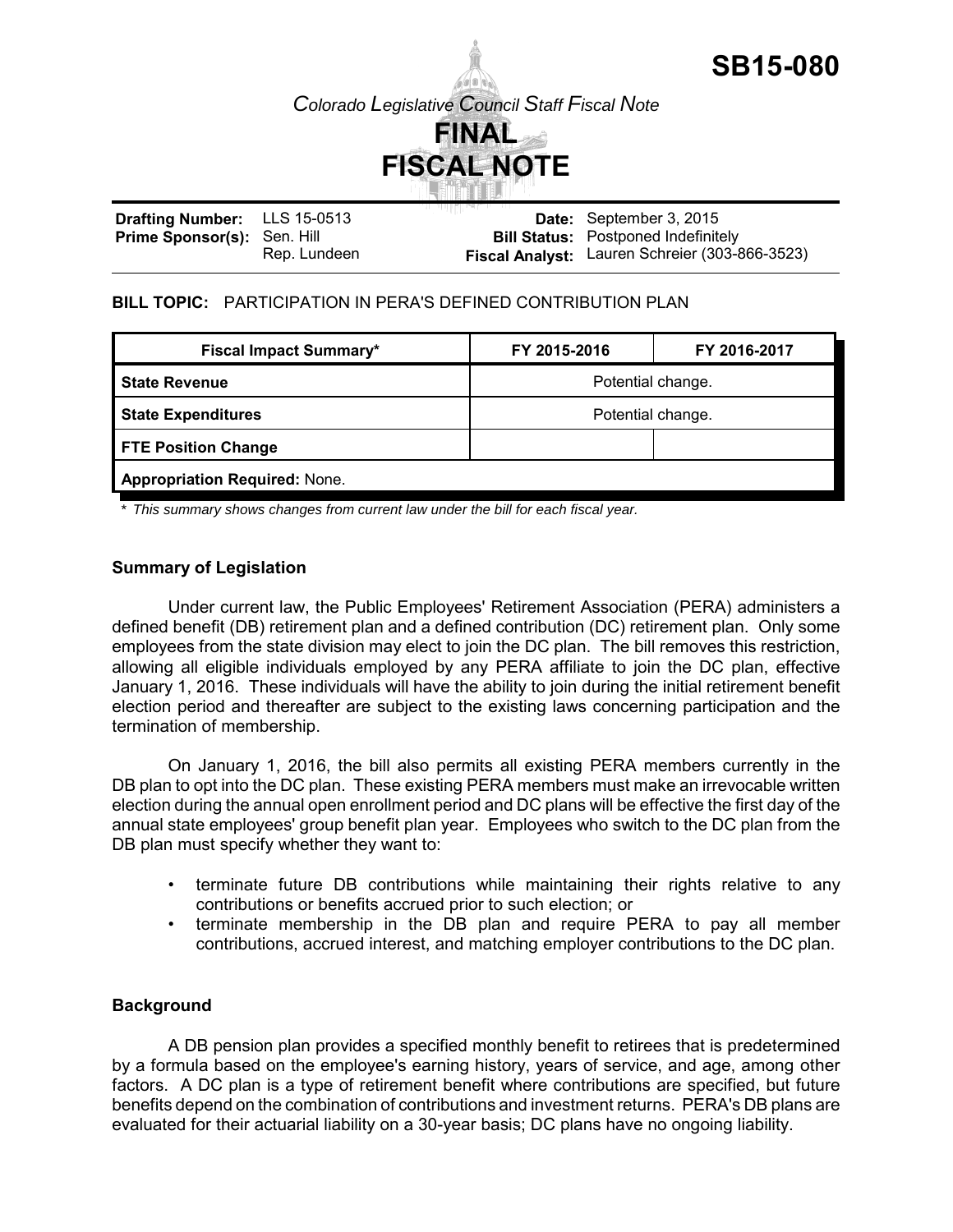# SB15-080

*Colorado Legislative Council Staff Fiscal Note*

**FINAL FISCAL NOTE**

| | | | |
|---|---|---|---|
| **Drafting Number:** | LLS 15-0513 | **Date:** | September 3, 2015 |
| **Prime Sponsor(s):** | Sen. Hill<br>Rep. Lundeen | **Bill Status:** | Postponed Indefinitely |
| | | **Fiscal Analyst:** | Lauren Schreier (303-866-3523) |

**BILL TOPIC:** PARTICIPATION IN PERA'S DEFINED CONTRIBUTION PLAN

| Fiscal Impact Summary* | FY 2015-2016 | FY 2016-2017 |
|---|---|---|
| **State Revenue** | Potential change. | |
| **State Expenditures** | Potential change. | |
| **FTE Position Change** | | |
| **Appropriation Required:** None. | | |

*\* This summary shows changes from current law under the bill for each fiscal year.*

## Summary of Legislation

Under current law, the Public Employees' Retirement Association (PERA) administers a defined benefit (DB) retirement plan and a defined contribution (DC) retirement plan. Only some employees from the state division may elect to join the DC plan. The bill removes this restriction, allowing all eligible individuals employed by any PERA affiliate to join the DC plan, effective January 1, 2016. These individuals will have the ability to join during the initial retirement benefit election period and thereafter are subject to the existing laws concerning participation and the termination of membership.

On January 1, 2016, the bill also permits all existing PERA members currently in the DB plan to opt into the DC plan. These existing PERA members must make an irrevocable written election during the annual open enrollment period and DC plans will be effective the first day of the annual state employees' group benefit plan year. Employees who switch to the DC plan from the DB plan must specify whether they want to:

- terminate future DB contributions while maintaining their rights relative to any contributions or benefits accrued prior to such election; or
- terminate membership in the DB plan and require PERA to pay all member contributions, accrued interest, and matching employer contributions to the DC plan.

## Background

A DB pension plan provides a specified monthly benefit to retirees that is predetermined by a formula based on the employee's earning history, years of service, and age, among other factors. A DC plan is a type of retirement benefit where contributions are specified, but future benefits depend on the combination of contributions and investment returns. PERA's DB plans are evaluated for their actuarial liability on a 30-year basis; DC plans have no ongoing liability.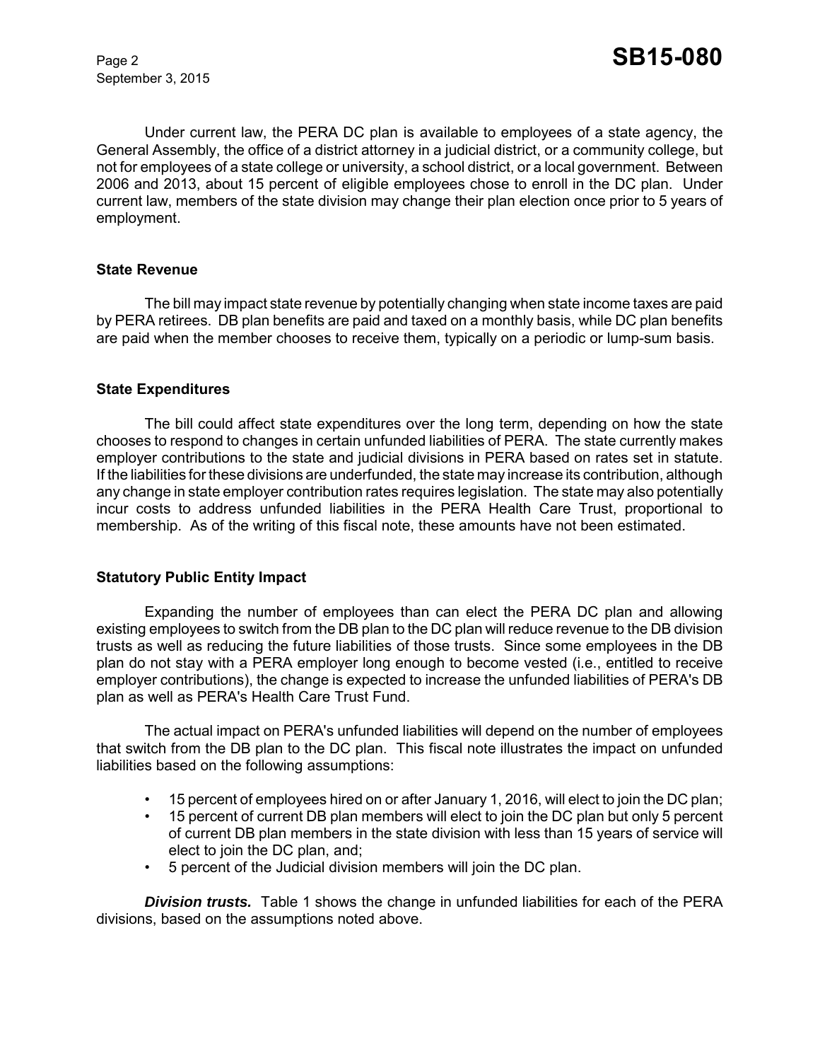Under current law, the PERA DC plan is available to employees of a state agency, the General Assembly, the office of a district attorney in a judicial district, or a community college, but not for employees of a state college or university, a school district, or a local government. Between 2006 and 2013, about 15 percent of eligible employees chose to enroll in the DC plan. Under current law, members of the state division may change their plan election once prior to 5 years of employment.

### State Revenue

The bill may impact state revenue by potentially changing when state income taxes are paid by PERA retirees. DB plan benefits are paid and taxed on a monthly basis, while DC plan benefits are paid when the member chooses to receive them, typically on a periodic or lump-sum basis.

### State Expenditures

The bill could affect state expenditures over the long term, depending on how the state chooses to respond to changes in certain unfunded liabilities of PERA. The state currently makes employer contributions to the state and judicial divisions in PERA based on rates set in statute. If the liabilities for these divisions are underfunded, the state may increase its contribution, although any change in state employer contribution rates requires legislation. The state may also potentially incur costs to address unfunded liabilities in the PERA Health Care Trust, proportional to membership. As of the writing of this fiscal note, these amounts have not been estimated.

### Statutory Public Entity Impact

Expanding the number of employees than can elect the PERA DC plan and allowing existing employees to switch from the DB plan to the DC plan will reduce revenue to the DB division trusts as well as reducing the future liabilities of those trusts. Since some employees in the DB plan do not stay with a PERA employer long enough to become vested (i.e., entitled to receive employer contributions), the change is expected to increase the unfunded liabilities of PERA's DB plan as well as PERA's Health Care Trust Fund.

The actual impact on PERA's unfunded liabilities will depend on the number of employees that switch from the DB plan to the DC plan. This fiscal note illustrates the impact on unfunded liabilities based on the following assumptions:

- 15 percent of employees hired on or after January 1, 2016, will elect to join the DC plan;
- 15 percent of current DB plan members will elect to join the DC plan but only 5 percent of current DB plan members in the state division with less than 15 years of service will elect to join the DC plan, and;
- 5 percent of the Judicial division members will join the DC plan.

***Division trusts.*** Table 1 shows the change in unfunded liabilities for each of the PERA divisions, based on the assumptions noted above.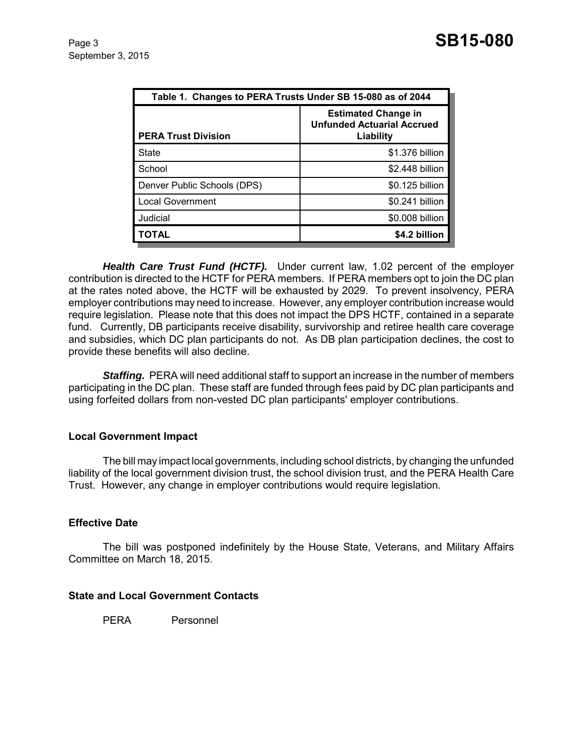| Table 1. Changes to PERA Trusts Under SB 15-080 as of 2044 | |
|---|---|
| **PERA Trust Division** | **Estimated Change in Unfunded Actuarial Accrued Liability** |
| State | $1.376 billion |
| School | $2.448 billion |
| Denver Public Schools (DPS) | $0.125 billion |
| Local Government | $0.241 billion |
| Judicial | $0.008 billion |
| **TOTAL** | **$4.2 billion** |

***Health Care Trust Fund (HCTF).*** Under current law, 1.02 percent of the employer contribution is directed to the HCTF for PERA members. If PERA members opt to join the DC plan at the rates noted above, the HCTF will be exhausted by 2029. To prevent insolvency, PERA employer contributions may need to increase. However, any employer contribution increase would require legislation. Please note that this does not impact the DPS HCTF, contained in a separate fund. Currently, DB participants receive disability, survivorship and retiree health care coverage and subsidies, which DC plan participants do not. As DB plan participation declines, the cost to provide these benefits will also decline.

***Staffing.*** PERA will need additional staff to support an increase in the number of members participating in the DC plan. These staff are funded through fees paid by DC plan participants and using forfeited dollars from non-vested DC plan participants' employer contributions.

**Local Government Impact**

The bill may impact local governments, including school districts, by changing the unfunded liability of the local government division trust, the school division trust, and the PERA Health Care Trust. However, any change in employer contributions would require legislation.

**Effective Date**

The bill was postponed indefinitely by the House State, Veterans, and Military Affairs Committee on March 18, 2015.

**State and Local Government Contacts**

PERA    Personnel